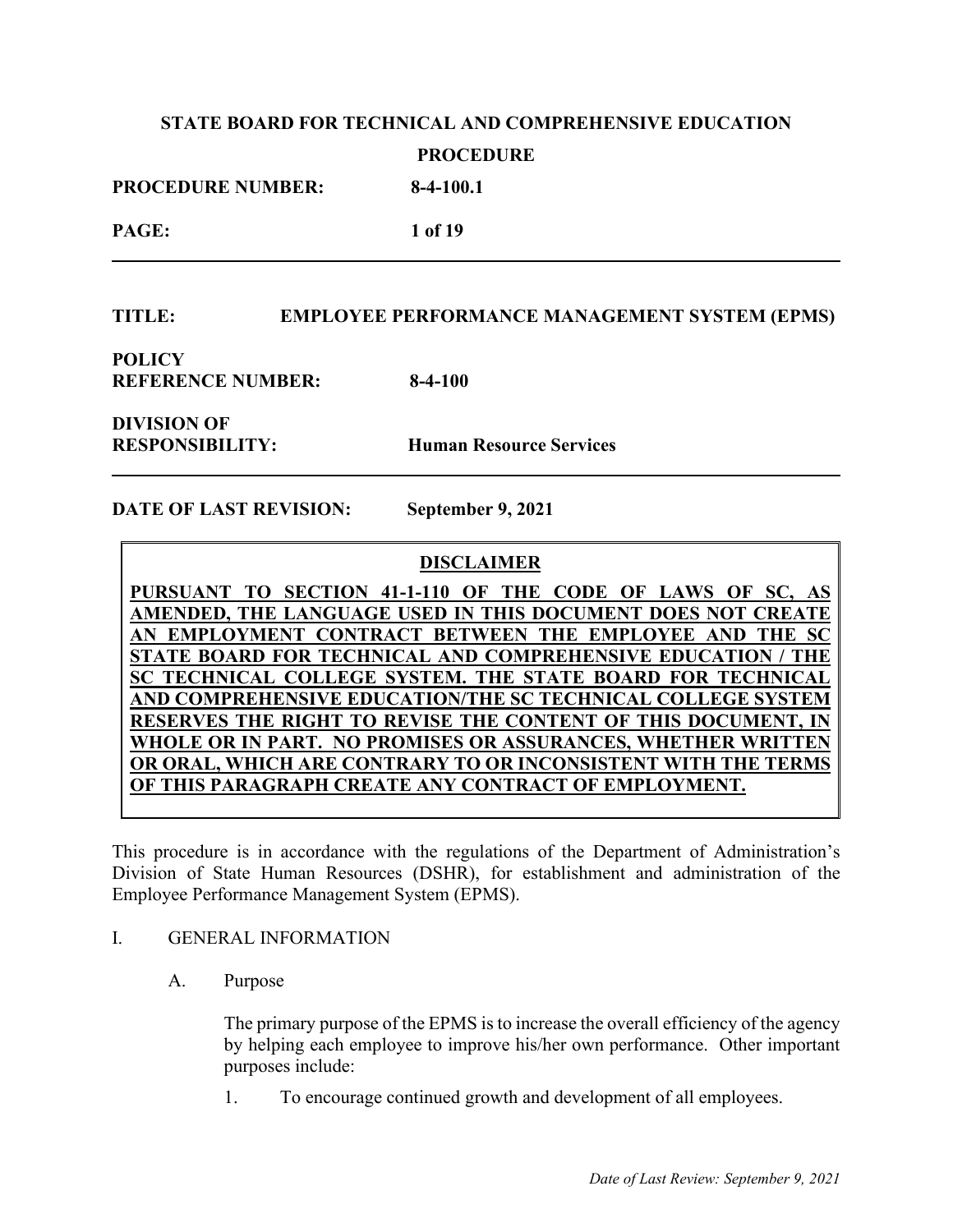**STATE BOARD FOR TECHNICAL AND COMPREHENSIVE EDUCATION**

**PROCEDURE**

**PROCEDURE NUMBER:** **8-4-100.1**

---

**TITLE:** **EMPLOYEE PERFORMANCE MANAGEMENT SYSTEM (EPMS)**

**POLICY REFERENCE NUMBER:** **8-4-100**

**DIVISION OF RESPONSIBILITY:** **Human Resource Services**

---

**DATE OF LAST REVISION:** **September 9, 2021**

> **DISCLAIMER**
>
> **PURSUANT TO SECTION 41-1-110 OF THE CODE OF LAWS OF SC, AS AMENDED, THE LANGUAGE USED IN THIS DOCUMENT DOES NOT CREATE AN EMPLOYMENT CONTRACT BETWEEN THE EMPLOYEE AND THE SC STATE BOARD FOR TECHNICAL AND COMPREHENSIVE EDUCATION / THE SC TECHNICAL COLLEGE SYSTEM. THE STATE BOARD FOR TECHNICAL AND COMPREHENSIVE EDUCATION/THE SC TECHNICAL COLLEGE SYSTEM RESERVES THE RIGHT TO REVISE THE CONTENT OF THIS DOCUMENT, IN WHOLE OR IN PART. NO PROMISES OR ASSURANCES, WHETHER WRITTEN OR ORAL, WHICH ARE CONTRARY TO OR INCONSISTENT WITH THE TERMS OF THIS PARAGRAPH CREATE ANY CONTRACT OF EMPLOYMENT.**

This procedure is in accordance with the regulations of the Department of Administration's Division of State Human Resources (DSHR), for establishment and administration of the Employee Performance Management System (EPMS).

I. GENERAL INFORMATION

A. Purpose

The primary purpose of the EPMS is to increase the overall efficiency of the agency by helping each employee to improve his/her own performance. Other important purposes include:

1. To encourage continued growth and development of all employees.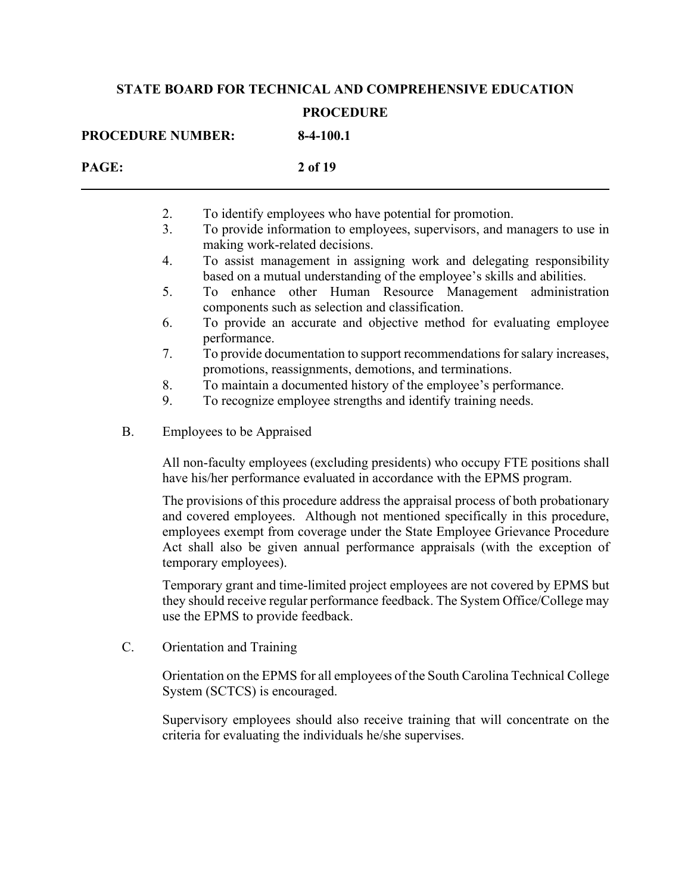2. To identify employees who have potential for promotion.
3. To provide information to employees, supervisors, and managers to use in making work-related decisions.
4. To assist management in assigning work and delegating responsibility based on a mutual understanding of the employee's skills and abilities.
5. To enhance other Human Resource Management administration components such as selection and classification.
6. To provide an accurate and objective method for evaluating employee performance.
7. To provide documentation to support recommendations for salary increases, promotions, reassignments, demotions, and terminations.
8. To maintain a documented history of the employee's performance.
9. To recognize employee strengths and identify training needs.

B. Employees to be Appraised

All non-faculty employees (excluding presidents) who occupy FTE positions shall have his/her performance evaluated in accordance with the EPMS program.

The provisions of this procedure address the appraisal process of both probationary and covered employees. Although not mentioned specifically in this procedure, employees exempt from coverage under the State Employee Grievance Procedure Act shall also be given annual performance appraisals (with the exception of temporary employees).

Temporary grant and time-limited project employees are not covered by EPMS but they should receive regular performance feedback. The System Office/College may use the EPMS to provide feedback.

C. Orientation and Training

Orientation on the EPMS for all employees of the South Carolina Technical College System (SCTCS) is encouraged.

Supervisory employees should also receive training that will concentrate on the criteria for evaluating the individuals he/she supervises.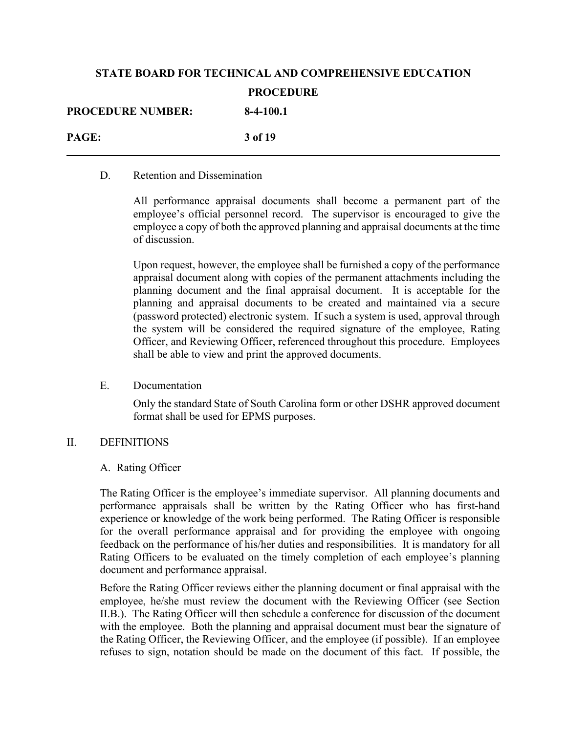D. Retention and Dissemination

All performance appraisal documents shall become a permanent part of the employee's official personnel record. The supervisor is encouraged to give the employee a copy of both the approved planning and appraisal documents at the time of discussion.

Upon request, however, the employee shall be furnished a copy of the performance appraisal document along with copies of the permanent attachments including the planning document and the final appraisal document. It is acceptable for the planning and appraisal documents to be created and maintained via a secure (password protected) electronic system. If such a system is used, approval through the system will be considered the required signature of the employee, Rating Officer, and Reviewing Officer, referenced throughout this procedure. Employees shall be able to view and print the approved documents.

E. Documentation

Only the standard State of South Carolina form or other DSHR approved document format shall be used for EPMS purposes.

II. DEFINITIONS

A. Rating Officer

The Rating Officer is the employee's immediate supervisor. All planning documents and performance appraisals shall be written by the Rating Officer who has first-hand experience or knowledge of the work being performed. The Rating Officer is responsible for the overall performance appraisal and for providing the employee with ongoing feedback on the performance of his/her duties and responsibilities. It is mandatory for all Rating Officers to be evaluated on the timely completion of each employee's planning document and performance appraisal.

Before the Rating Officer reviews either the planning document or final appraisal with the employee, he/she must review the document with the Reviewing Officer (see Section II.B.). The Rating Officer will then schedule a conference for discussion of the document with the employee. Both the planning and appraisal document must bear the signature of the Rating Officer, the Reviewing Officer, and the employee (if possible). If an employee refuses to sign, notation should be made on the document of this fact. If possible, the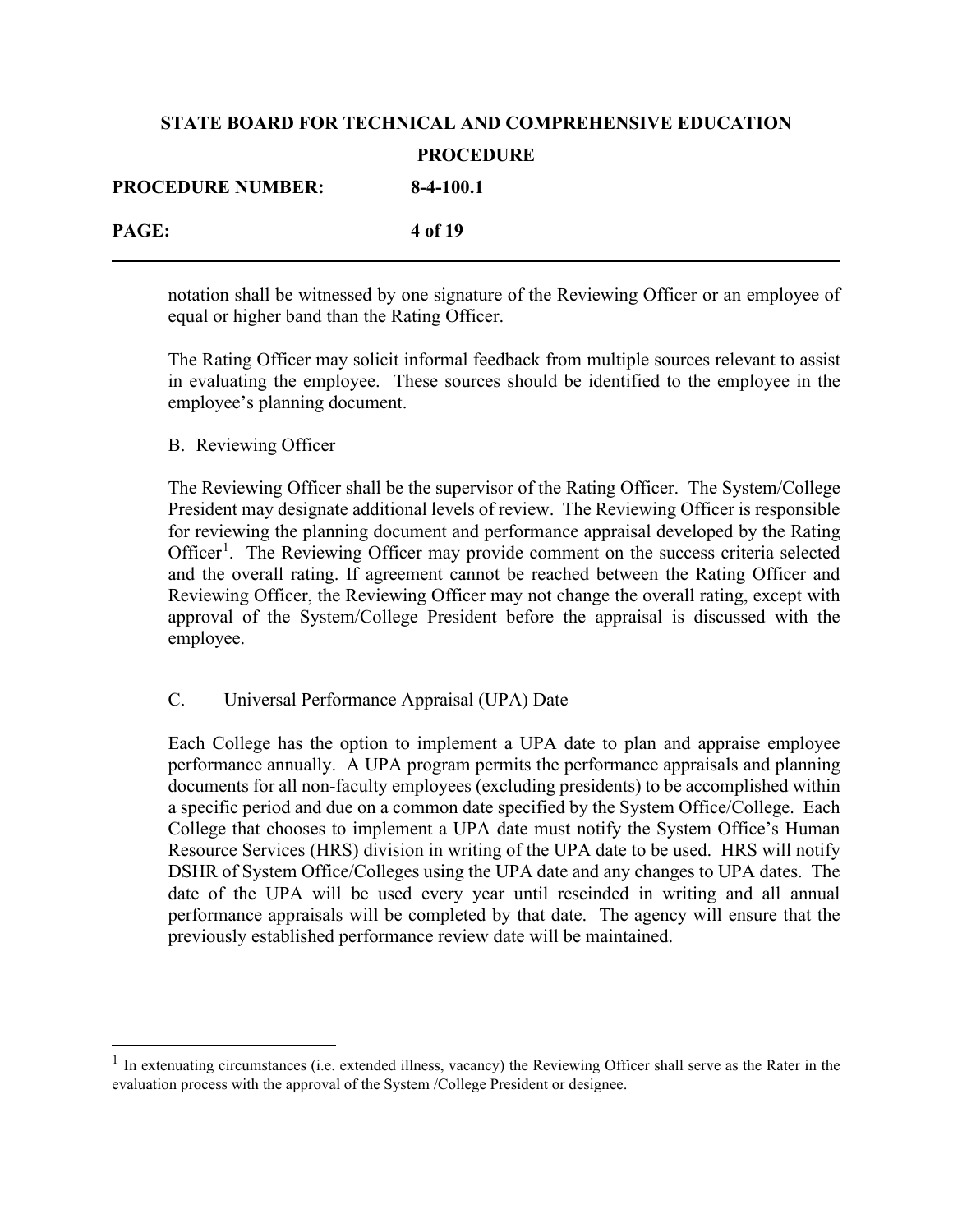notation shall be witnessed by one signature of the Reviewing Officer or an employee of equal or higher band than the Rating Officer.

The Rating Officer may solicit informal feedback from multiple sources relevant to assist in evaluating the employee. These sources should be identified to the employee in the employee's planning document.

B. Reviewing Officer

The Reviewing Officer shall be the supervisor of the Rating Officer. The System/College President may designate additional levels of review. The Reviewing Officer is responsible for reviewing the planning document and performance appraisal developed by the Rating Officer[1]. The Reviewing Officer may provide comment on the success criteria selected and the overall rating. If agreement cannot be reached between the Rating Officer and Reviewing Officer, the Reviewing Officer may not change the overall rating, except with approval of the System/College President before the appraisal is discussed with the employee.

C. Universal Performance Appraisal (UPA) Date

Each College has the option to implement a UPA date to plan and appraise employee performance annually. A UPA program permits the performance appraisals and planning documents for all non-faculty employees (excluding presidents) to be accomplished within a specific period and due on a common date specified by the System Office/College. Each College that chooses to implement a UPA date must notify the System Office's Human Resource Services (HRS) division in writing of the UPA date to be used. HRS will notify DSHR of System Office/Colleges using the UPA date and any changes to UPA dates. The date of the UPA will be used every year until rescinded in writing and all annual performance appraisals will be completed by that date. The agency will ensure that the previously established performance review date will be maintained.

---

[1] In extenuating circumstances (i.e. extended illness, vacancy) the Reviewing Officer shall serve as the Rater in the evaluation process with the approval of the System /College President or designee.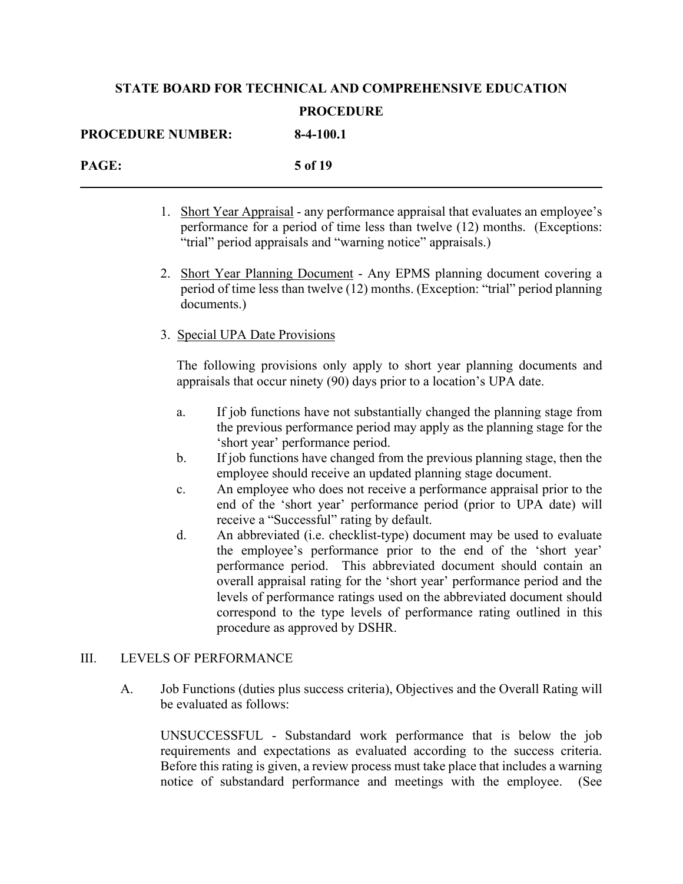1. Short Year Appraisal - any performance appraisal that evaluates an employee's performance for a period of time less than twelve (12) months. (Exceptions: "trial" period appraisals and "warning notice" appraisals.)

2. Short Year Planning Document - Any EPMS planning document covering a period of time less than twelve (12) months. (Exception: "trial" period planning documents.)

3. Special UPA Date Provisions

   The following provisions only apply to short year planning documents and appraisals that occur ninety (90) days prior to a location's UPA date.

   a. If job functions have not substantially changed the planning stage from the previous performance period may apply as the planning stage for the 'short year' performance period.
   b. If job functions have changed from the previous planning stage, then the employee should receive an updated planning stage document.
   c. An employee who does not receive a performance appraisal prior to the end of the 'short year' performance period (prior to UPA date) will receive a "Successful" rating by default.
   d. An abbreviated (i.e. checklist-type) document may be used to evaluate the employee's performance prior to the end of the 'short year' performance period. This abbreviated document should contain an overall appraisal rating for the 'short year' performance period and the levels of performance ratings used on the abbreviated document should correspond to the type levels of performance rating outlined in this procedure as approved by DSHR.

## III. LEVELS OF PERFORMANCE

A. Job Functions (duties plus success criteria), Objectives and the Overall Rating will be evaluated as follows:

   UNSUCCESSFUL - Substandard work performance that is below the job requirements and expectations as evaluated according to the success criteria. Before this rating is given, a review process must take place that includes a warning notice of substandard performance and meetings with the employee. (See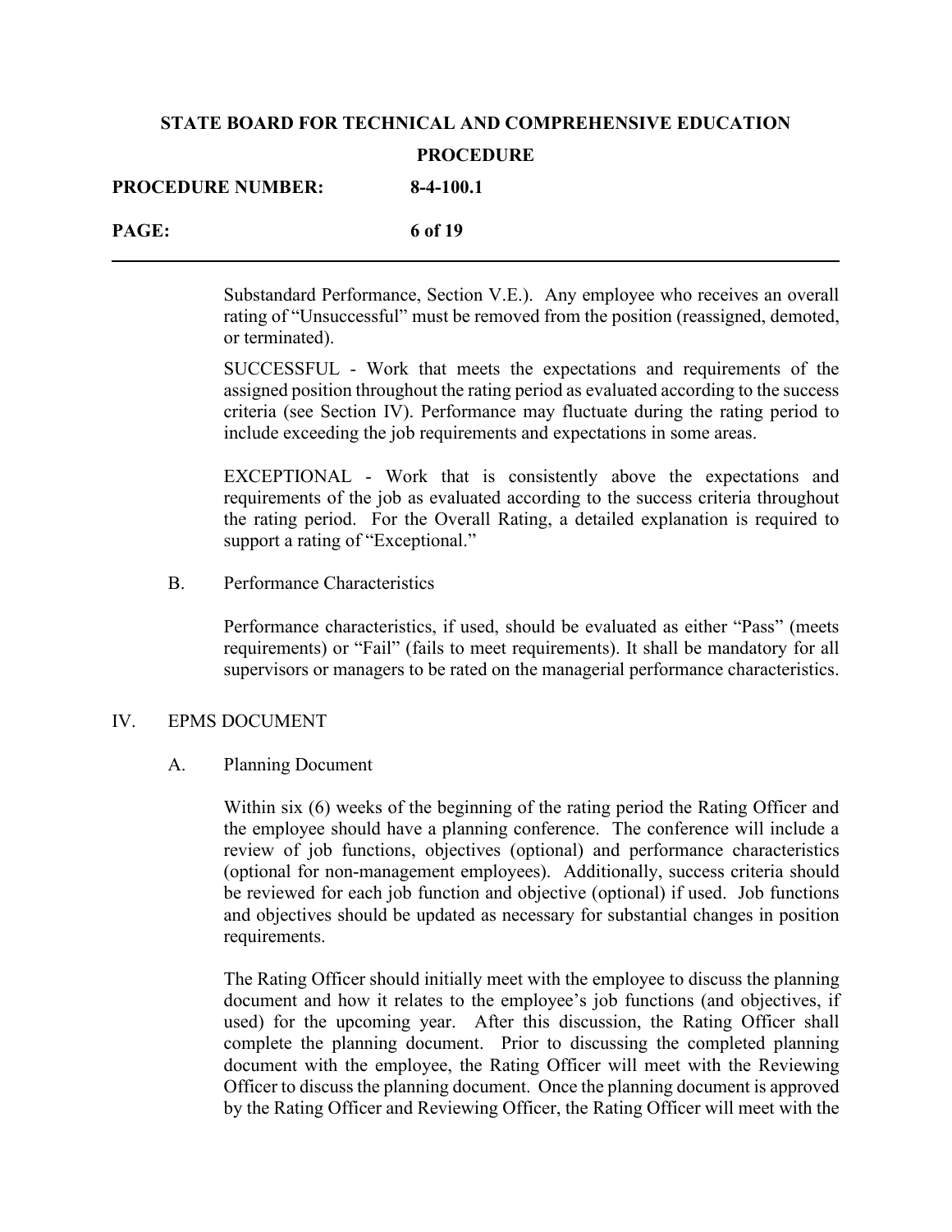Substandard Performance, Section V.E.). Any employee who receives an overall rating of "Unsuccessful" must be removed from the position (reassigned, demoted, or terminated).

SUCCESSFUL - Work that meets the expectations and requirements of the assigned position throughout the rating period as evaluated according to the success criteria (see Section IV). Performance may fluctuate during the rating period to include exceeding the job requirements and expectations in some areas.

EXCEPTIONAL - Work that is consistently above the expectations and requirements of the job as evaluated according to the success criteria throughout the rating period. For the Overall Rating, a detailed explanation is required to support a rating of "Exceptional."

### B. Performance Characteristics

Performance characteristics, if used, should be evaluated as either "Pass" (meets requirements) or "Fail" (fails to meet requirements). It shall be mandatory for all supervisors or managers to be rated on the managerial performance characteristics.

## IV. EPMS DOCUMENT

### A. Planning Document

Within six (6) weeks of the beginning of the rating period the Rating Officer and the employee should have a planning conference. The conference will include a review of job functions, objectives (optional) and performance characteristics (optional for non-management employees). Additionally, success criteria should be reviewed for each job function and objective (optional) if used. Job functions and objectives should be updated as necessary for substantial changes in position requirements.

The Rating Officer should initially meet with the employee to discuss the planning document and how it relates to the employee's job functions (and objectives, if used) for the upcoming year. After this discussion, the Rating Officer shall complete the planning document. Prior to discussing the completed planning document with the employee, the Rating Officer will meet with the Reviewing Officer to discuss the planning document. Once the planning document is approved by the Rating Officer and Reviewing Officer, the Rating Officer will meet with the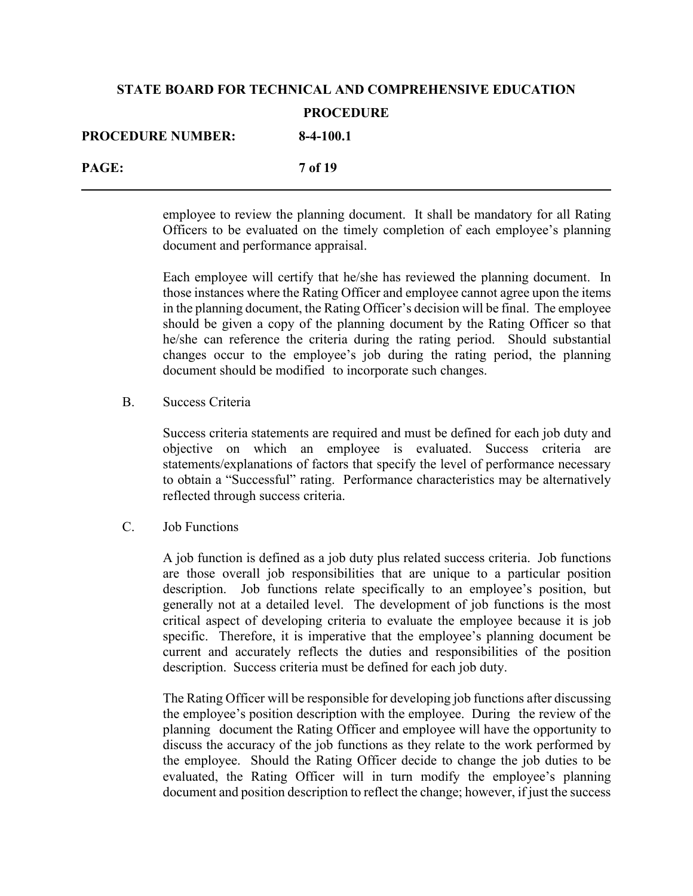employee to review the planning document. It shall be mandatory for all Rating Officers to be evaluated on the timely completion of each employee's planning document and performance appraisal.

Each employee will certify that he/she has reviewed the planning document. In those instances where the Rating Officer and employee cannot agree upon the items in the planning document, the Rating Officer's decision will be final. The employee should be given a copy of the planning document by the Rating Officer so that he/she can reference the criteria during the rating period. Should substantial changes occur to the employee's job during the rating period, the planning document should be modified to incorporate such changes.

B. Success Criteria

Success criteria statements are required and must be defined for each job duty and objective on which an employee is evaluated. Success criteria are statements/explanations of factors that specify the level of performance necessary to obtain a "Successful" rating. Performance characteristics may be alternatively reflected through success criteria.

C. Job Functions

A job function is defined as a job duty plus related success criteria. Job functions are those overall job responsibilities that are unique to a particular position description. Job functions relate specifically to an employee's position, but generally not at a detailed level. The development of job functions is the most critical aspect of developing criteria to evaluate the employee because it is job specific. Therefore, it is imperative that the employee's planning document be current and accurately reflects the duties and responsibilities of the position description. Success criteria must be defined for each job duty.

The Rating Officer will be responsible for developing job functions after discussing the employee's position description with the employee. During the review of the planning document the Rating Officer and employee will have the opportunity to discuss the accuracy of the job functions as they relate to the work performed by the employee. Should the Rating Officer decide to change the job duties to be evaluated, the Rating Officer will in turn modify the employee's planning document and position description to reflect the change; however, if just the success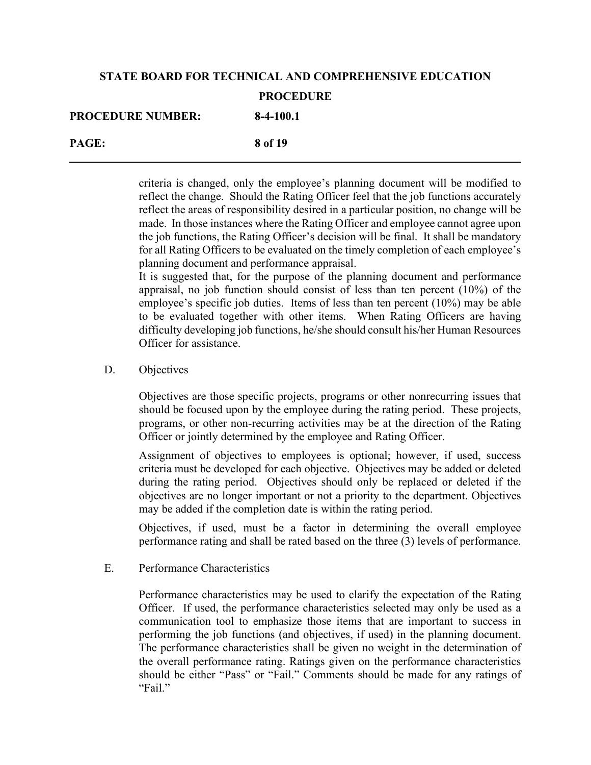criteria is changed, only the employee's planning document will be modified to reflect the change. Should the Rating Officer feel that the job functions accurately reflect the areas of responsibility desired in a particular position, no change will be made. In those instances where the Rating Officer and employee cannot agree upon the job functions, the Rating Officer's decision will be final. It shall be mandatory for all Rating Officers to be evaluated on the timely completion of each employee's planning document and performance appraisal.

It is suggested that, for the purpose of the planning document and performance appraisal, no job function should consist of less than ten percent (10%) of the employee's specific job duties. Items of less than ten percent (10%) may be able to be evaluated together with other items. When Rating Officers are having difficulty developing job functions, he/she should consult his/her Human Resources Officer for assistance.

D. Objectives

Objectives are those specific projects, programs or other nonrecurring issues that should be focused upon by the employee during the rating period. These projects, programs, or other non-recurring activities may be at the direction of the Rating Officer or jointly determined by the employee and Rating Officer.

Assignment of objectives to employees is optional; however, if used, success criteria must be developed for each objective. Objectives may be added or deleted during the rating period. Objectives should only be replaced or deleted if the objectives are no longer important or not a priority to the department. Objectives may be added if the completion date is within the rating period.

Objectives, if used, must be a factor in determining the overall employee performance rating and shall be rated based on the three (3) levels of performance.

E. Performance Characteristics

Performance characteristics may be used to clarify the expectation of the Rating Officer. If used, the performance characteristics selected may only be used as a communication tool to emphasize those items that are important to success in performing the job functions (and objectives, if used) in the planning document. The performance characteristics shall be given no weight in the determination of the overall performance rating. Ratings given on the performance characteristics should be either "Pass" or "Fail." Comments should be made for any ratings of "Fail."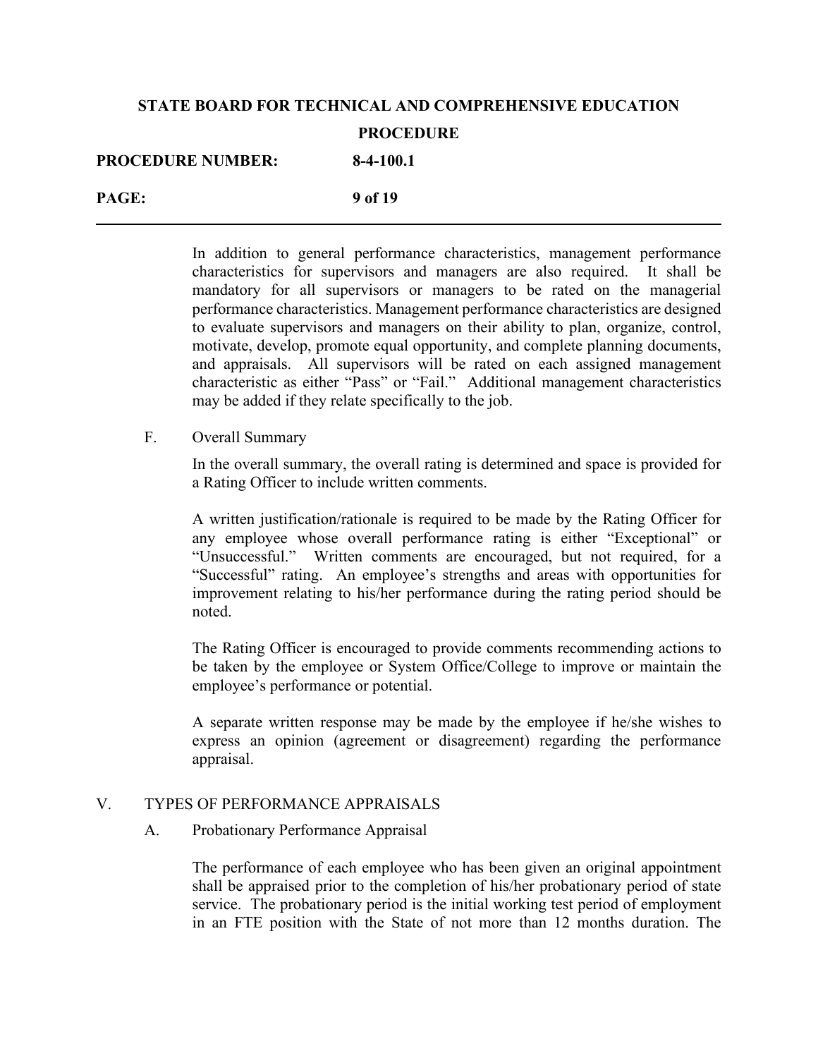In addition to general performance characteristics, management performance characteristics for supervisors and managers are also required. It shall be mandatory for all supervisors or managers to be rated on the managerial performance characteristics. Management performance characteristics are designed to evaluate supervisors and managers on their ability to plan, organize, control, motivate, develop, promote equal opportunity, and complete planning documents, and appraisals. All supervisors will be rated on each assigned management characteristic as either "Pass" or "Fail." Additional management characteristics may be added if they relate specifically to the job.

F. Overall Summary

In the overall summary, the overall rating is determined and space is provided for a Rating Officer to include written comments.

A written justification/rationale is required to be made by the Rating Officer for any employee whose overall performance rating is either "Exceptional" or "Unsuccessful." Written comments are encouraged, but not required, for a "Successful" rating. An employee's strengths and areas with opportunities for improvement relating to his/her performance during the rating period should be noted.

The Rating Officer is encouraged to provide comments recommending actions to be taken by the employee or System Office/College to improve or maintain the employee's performance or potential.

A separate written response may be made by the employee if he/she wishes to express an opinion (agreement or disagreement) regarding the performance appraisal.

## V. TYPES OF PERFORMANCE APPRAISALS

A. Probationary Performance Appraisal

The performance of each employee who has been given an original appointment shall be appraised prior to the completion of his/her probationary period of state service. The probationary period is the initial working test period of employment in an FTE position with the State of not more than 12 months duration. The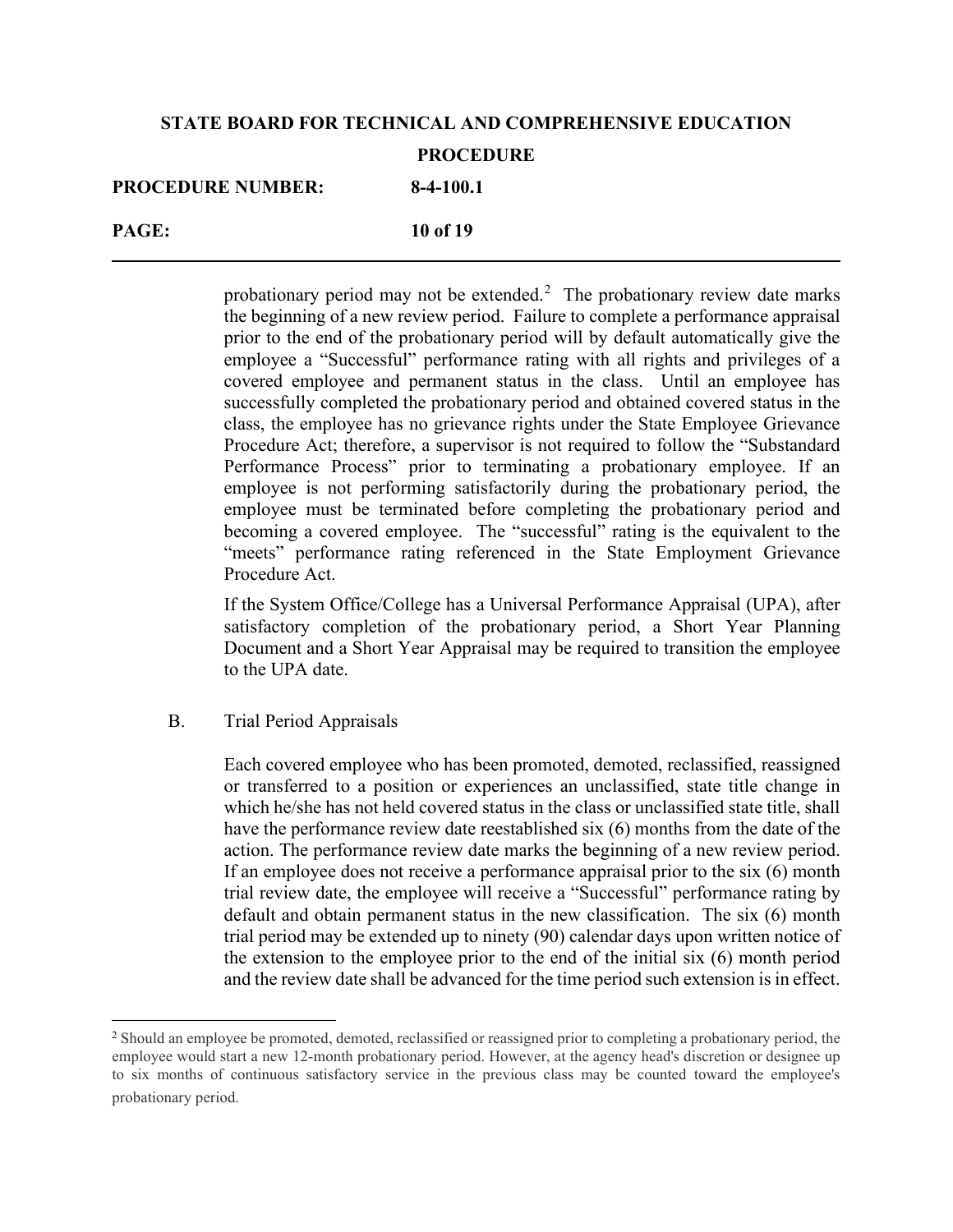probationary period may not be extended.[2] The probationary review date marks the beginning of a new review period. Failure to complete a performance appraisal prior to the end of the probationary period will by default automatically give the employee a "Successful" performance rating with all rights and privileges of a covered employee and permanent status in the class. Until an employee has successfully completed the probationary period and obtained covered status in the class, the employee has no grievance rights under the State Employee Grievance Procedure Act; therefore, a supervisor is not required to follow the "Substandard Performance Process" prior to terminating a probationary employee. If an employee is not performing satisfactorily during the probationary period, the employee must be terminated before completing the probationary period and becoming a covered employee. The "successful" rating is the equivalent to the "meets" performance rating referenced in the State Employment Grievance Procedure Act.

If the System Office/College has a Universal Performance Appraisal (UPA), after satisfactory completion of the probationary period, a Short Year Planning Document and a Short Year Appraisal may be required to transition the employee to the UPA date.

B. Trial Period Appraisals

Each covered employee who has been promoted, demoted, reclassified, reassigned or transferred to a position or experiences an unclassified, state title change in which he/she has not held covered status in the class or unclassified state title, shall have the performance review date reestablished six (6) months from the date of the action. The performance review date marks the beginning of a new review period. If an employee does not receive a performance appraisal prior to the six (6) month trial review date, the employee will receive a "Successful" performance rating by default and obtain permanent status in the new classification. The six (6) month trial period may be extended up to ninety (90) calendar days upon written notice of the extension to the employee prior to the end of the initial six (6) month period and the review date shall be advanced for the time period such extension is in effect.

---

[2] Should an employee be promoted, demoted, reclassified or reassigned prior to completing a probationary period, the employee would start a new 12-month probationary period. However, at the agency head's discretion or designee up to six months of continuous satisfactory service in the previous class may be counted toward the employee's probationary period.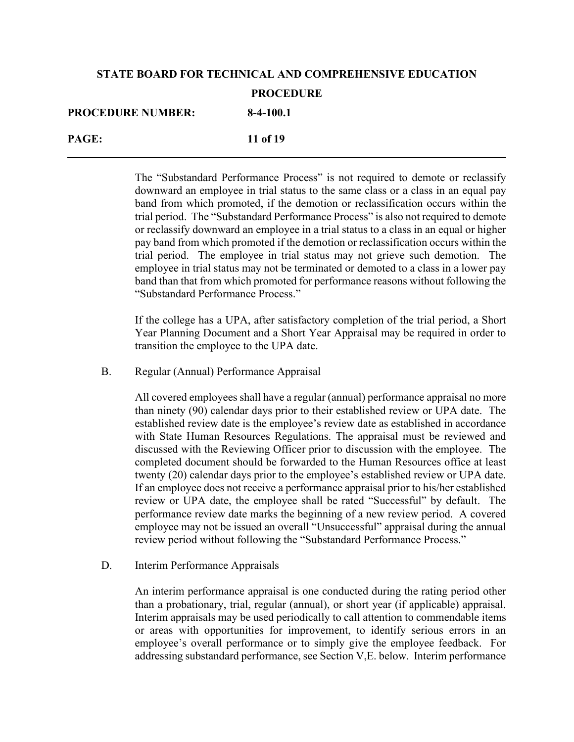The "Substandard Performance Process" is not required to demote or reclassify downward an employee in trial status to the same class or a class in an equal pay band from which promoted, if the demotion or reclassification occurs within the trial period. The "Substandard Performance Process" is also not required to demote or reclassify downward an employee in a trial status to a class in an equal or higher pay band from which promoted if the demotion or reclassification occurs within the trial period. The employee in trial status may not grieve such demotion. The employee in trial status may not be terminated or demoted to a class in a lower pay band than that from which promoted for performance reasons without following the "Substandard Performance Process."

If the college has a UPA, after satisfactory completion of the trial period, a Short Year Planning Document and a Short Year Appraisal may be required in order to transition the employee to the UPA date.

B. Regular (Annual) Performance Appraisal

All covered employees shall have a regular (annual) performance appraisal no more than ninety (90) calendar days prior to their established review or UPA date. The established review date is the employee's review date as established in accordance with State Human Resources Regulations. The appraisal must be reviewed and discussed with the Reviewing Officer prior to discussion with the employee. The completed document should be forwarded to the Human Resources office at least twenty (20) calendar days prior to the employee's established review or UPA date. If an employee does not receive a performance appraisal prior to his/her established review or UPA date, the employee shall be rated "Successful" by default. The performance review date marks the beginning of a new review period. A covered employee may not be issued an overall "Unsuccessful" appraisal during the annual review period without following the "Substandard Performance Process."

D. Interim Performance Appraisals

An interim performance appraisal is one conducted during the rating period other than a probationary, trial, regular (annual), or short year (if applicable) appraisal. Interim appraisals may be used periodically to call attention to commendable items or areas with opportunities for improvement, to identify serious errors in an employee's overall performance or to simply give the employee feedback. For addressing substandard performance, see Section V,E. below. Interim performance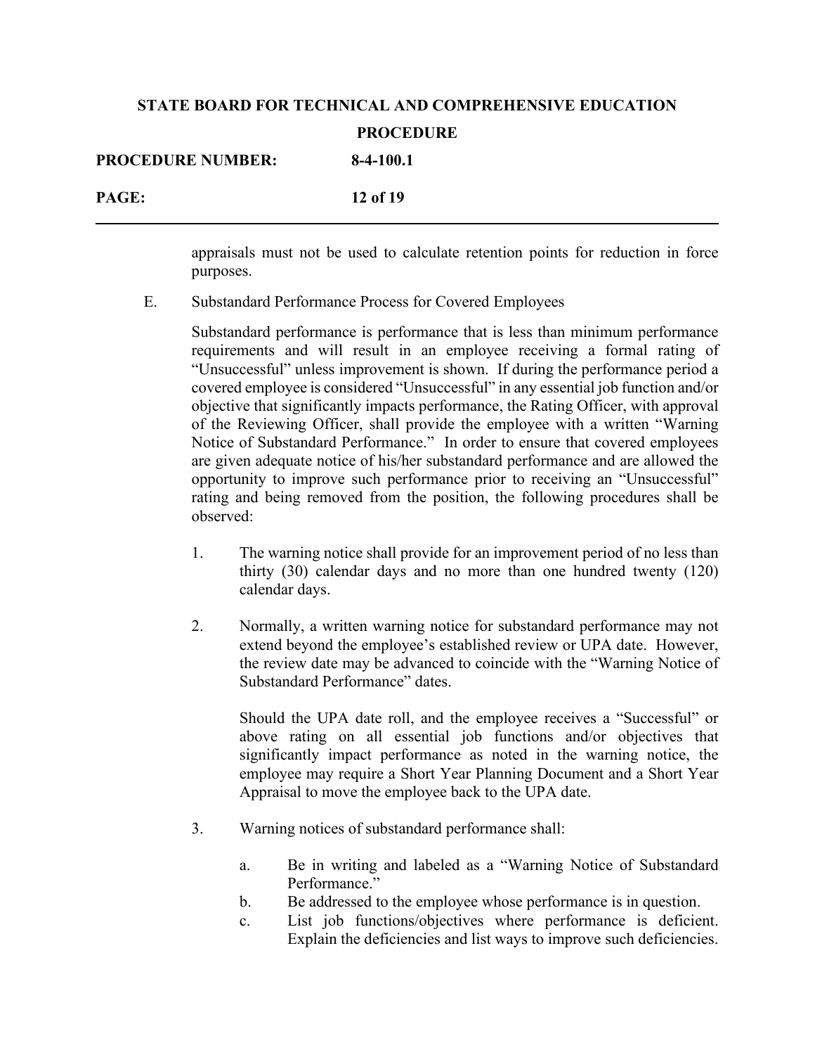appraisals must not be used to calculate retention points for reduction in force purposes.

E. Substandard Performance Process for Covered Employees

Substandard performance is performance that is less than minimum performance requirements and will result in an employee receiving a formal rating of "Unsuccessful" unless improvement is shown. If during the performance period a covered employee is considered "Unsuccessful" in any essential job function and/or objective that significantly impacts performance, the Rating Officer, with approval of the Reviewing Officer, shall provide the employee with a written "Warning Notice of Substandard Performance." In order to ensure that covered employees are given adequate notice of his/her substandard performance and are allowed the opportunity to improve such performance prior to receiving an "Unsuccessful" rating and being removed from the position, the following procedures shall be observed:

1. The warning notice shall provide for an improvement period of no less than thirty (30) calendar days and no more than one hundred twenty (120) calendar days.

2. Normally, a written warning notice for substandard performance may not extend beyond the employee's established review or UPA date. However, the review date may be advanced to coincide with the "Warning Notice of Substandard Performance" dates.

   Should the UPA date roll, and the employee receives a "Successful" or above rating on all essential job functions and/or objectives that significantly impact performance as noted in the warning notice, the employee may require a Short Year Planning Document and a Short Year Appraisal to move the employee back to the UPA date.

3. Warning notices of substandard performance shall:

   a. Be in writing and labeled as a "Warning Notice of Substandard Performance."
   b. Be addressed to the employee whose performance is in question.
   c. List job functions/objectives where performance is deficient. Explain the deficiencies and list ways to improve such deficiencies.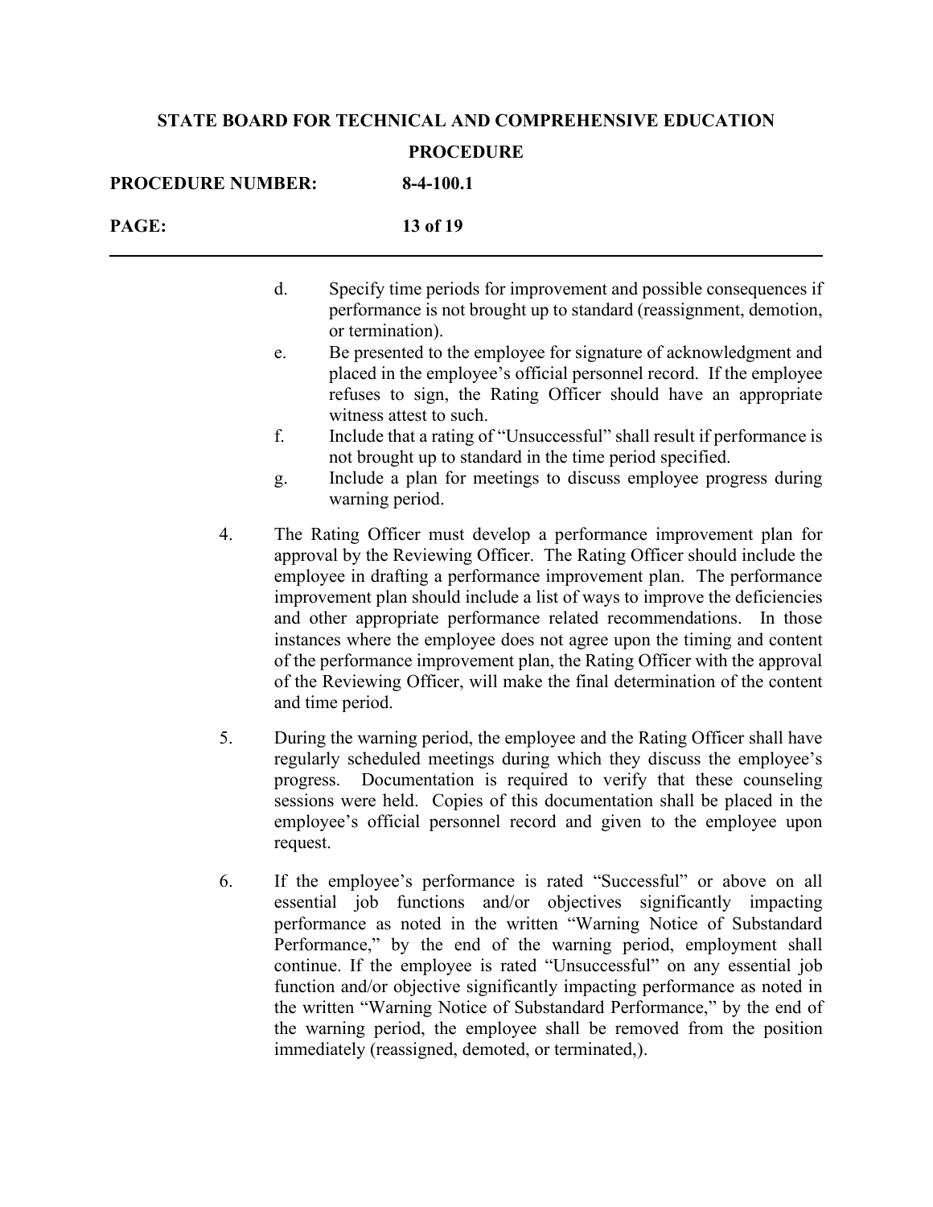d. Specify time periods for improvement and possible consequences if performance is not brought up to standard (reassignment, demotion, or termination).

e. Be presented to the employee for signature of acknowledgment and placed in the employee's official personnel record. If the employee refuses to sign, the Rating Officer should have an appropriate witness attest to such.

f. Include that a rating of "Unsuccessful" shall result if performance is not brought up to standard in the time period specified.

g. Include a plan for meetings to discuss employee progress during warning period.

4. The Rating Officer must develop a performance improvement plan for approval by the Reviewing Officer. The Rating Officer should include the employee in drafting a performance improvement plan. The performance improvement plan should include a list of ways to improve the deficiencies and other appropriate performance related recommendations. In those instances where the employee does not agree upon the timing and content of the performance improvement plan, the Rating Officer with the approval of the Reviewing Officer, will make the final determination of the content and time period.

5. During the warning period, the employee and the Rating Officer shall have regularly scheduled meetings during which they discuss the employee's progress. Documentation is required to verify that these counseling sessions were held. Copies of this documentation shall be placed in the employee's official personnel record and given to the employee upon request.

6. If the employee's performance is rated "Successful" or above on all essential job functions and/or objectives significantly impacting performance as noted in the written "Warning Notice of Substandard Performance," by the end of the warning period, employment shall continue. If the employee is rated "Unsuccessful" on any essential job function and/or objective significantly impacting performance as noted in the written "Warning Notice of Substandard Performance," by the end of the warning period, the employee shall be removed from the position immediately (reassigned, demoted, or terminated,).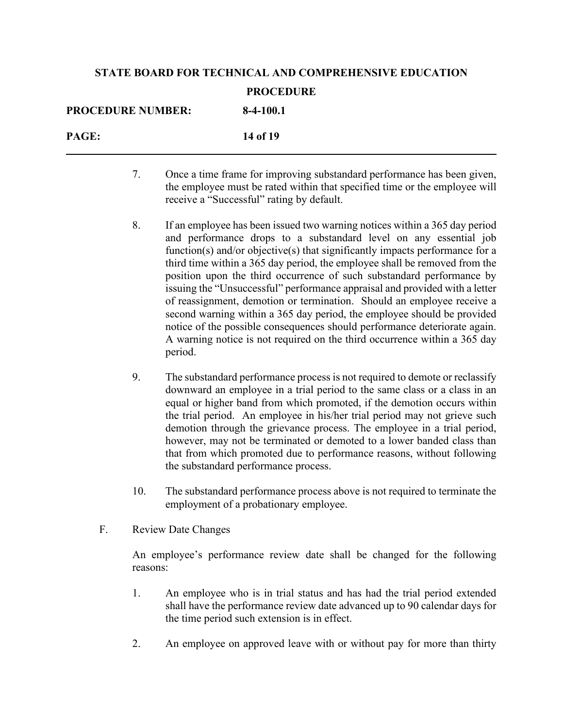7. Once a time frame for improving substandard performance has been given, the employee must be rated within that specified time or the employee will receive a "Successful" rating by default.

8. If an employee has been issued two warning notices within a 365 day period and performance drops to a substandard level on any essential job function(s) and/or objective(s) that significantly impacts performance for a third time within a 365 day period, the employee shall be removed from the position upon the third occurrence of such substandard performance by issuing the "Unsuccessful" performance appraisal and provided with a letter of reassignment, demotion or termination. Should an employee receive a second warning within a 365 day period, the employee should be provided notice of the possible consequences should performance deteriorate again. A warning notice is not required on the third occurrence within a 365 day period.

9. The substandard performance process is not required to demote or reclassify downward an employee in a trial period to the same class or a class in an equal or higher band from which promoted, if the demotion occurs within the trial period. An employee in his/her trial period may not grieve such demotion through the grievance process. The employee in a trial period, however, may not be terminated or demoted to a lower banded class than that from which promoted due to performance reasons, without following the substandard performance process.

10. The substandard performance process above is not required to terminate the employment of a probationary employee.

F. Review Date Changes

An employee's performance review date shall be changed for the following reasons:

1. An employee who is in trial status and has had the trial period extended shall have the performance review date advanced up to 90 calendar days for the time period such extension is in effect.

2. An employee on approved leave with or without pay for more than thirty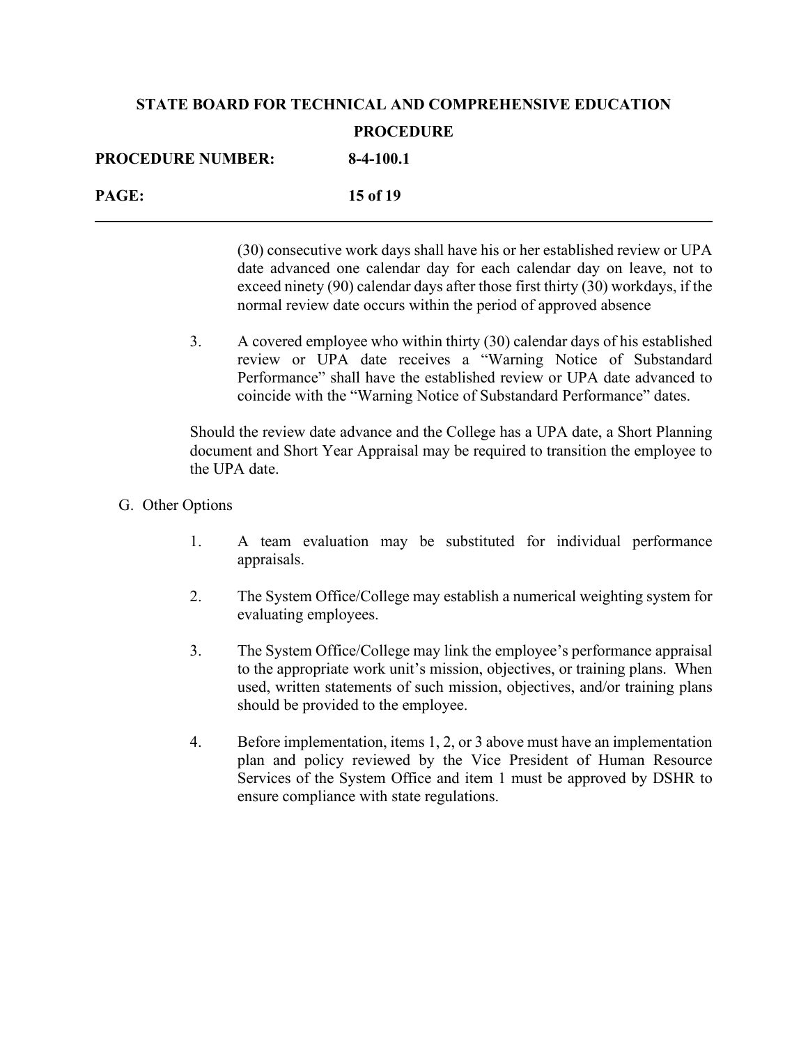(30) consecutive work days shall have his or her established review or UPA date advanced one calendar day for each calendar day on leave, not to exceed ninety (90) calendar days after those first thirty (30) workdays, if the normal review date occurs within the period of approved absence

3. A covered employee who within thirty (30) calendar days of his established review or UPA date receives a "Warning Notice of Substandard Performance" shall have the established review or UPA date advanced to coincide with the "Warning Notice of Substandard Performance" dates.

Should the review date advance and the College has a UPA date, a Short Planning document and Short Year Appraisal may be required to transition the employee to the UPA date.

G. Other Options

1. A team evaluation may be substituted for individual performance appraisals.

2. The System Office/College may establish a numerical weighting system for evaluating employees.

3. The System Office/College may link the employee's performance appraisal to the appropriate work unit's mission, objectives, or training plans. When used, written statements of such mission, objectives, and/or training plans should be provided to the employee.

4. Before implementation, items 1, 2, or 3 above must have an implementation plan and policy reviewed by the Vice President of Human Resource Services of the System Office and item 1 must be approved by DSHR to ensure compliance with state regulations.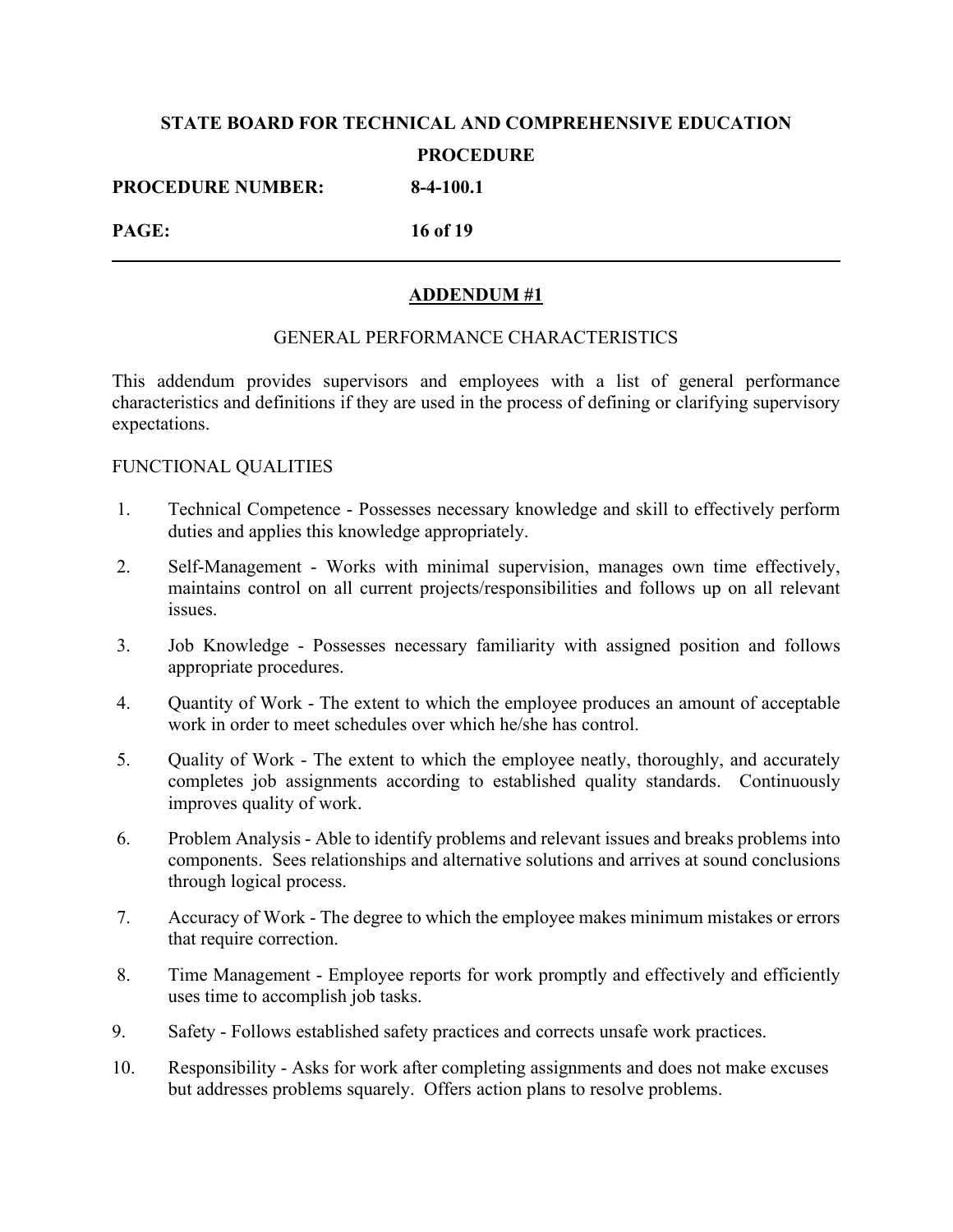## ADDENDUM #1

GENERAL PERFORMANCE CHARACTERISTICS

This addendum provides supervisors and employees with a list of general performance characteristics and definitions if they are used in the process of defining or clarifying supervisory expectations.

FUNCTIONAL QUALITIES

1. Technical Competence - Possesses necessary knowledge and skill to effectively perform duties and applies this knowledge appropriately.
2. Self-Management - Works with minimal supervision, manages own time effectively, maintains control on all current projects/responsibilities and follows up on all relevant issues.
3. Job Knowledge - Possesses necessary familiarity with assigned position and follows appropriate procedures.
4. Quantity of Work - The extent to which the employee produces an amount of acceptable work in order to meet schedules over which he/she has control.
5. Quality of Work - The extent to which the employee neatly, thoroughly, and accurately completes job assignments according to established quality standards. Continuously improves quality of work.
6. Problem Analysis - Able to identify problems and relevant issues and breaks problems into components. Sees relationships and alternative solutions and arrives at sound conclusions through logical process.
7. Accuracy of Work - The degree to which the employee makes minimum mistakes or errors that require correction.
8. Time Management - Employee reports for work promptly and effectively and efficiently uses time to accomplish job tasks.
9. Safety - Follows established safety practices and corrects unsafe work practices.
10. Responsibility - Asks for work after completing assignments and does not make excuses but addresses problems squarely. Offers action plans to resolve problems.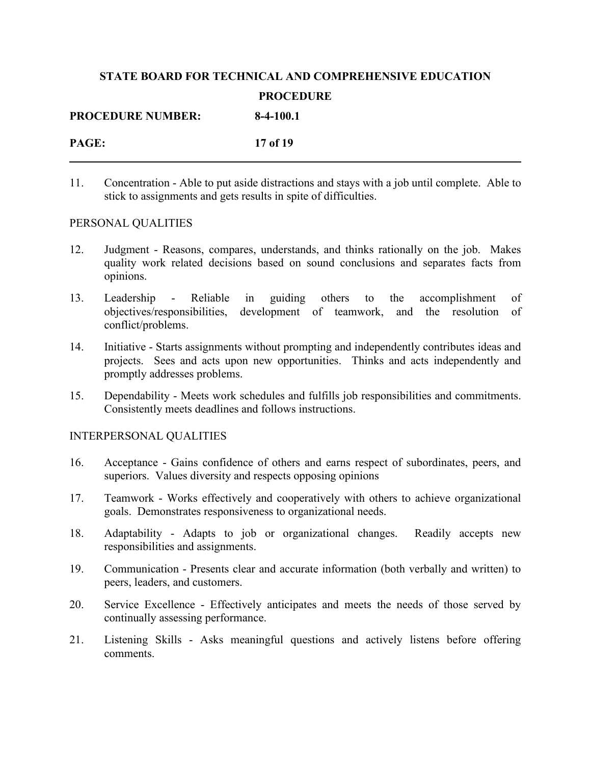11. Concentration - Able to put aside distractions and stays with a job until complete. Able to stick to assignments and gets results in spite of difficulties.

PERSONAL QUALITIES

12. Judgment - Reasons, compares, understands, and thinks rationally on the job. Makes quality work related decisions based on sound conclusions and separates facts from opinions.

13. Leadership - Reliable in guiding others to the accomplishment of objectives/responsibilities, development of teamwork, and the resolution of conflict/problems.

14. Initiative - Starts assignments without prompting and independently contributes ideas and projects. Sees and acts upon new opportunities. Thinks and acts independently and promptly addresses problems.

15. Dependability - Meets work schedules and fulfills job responsibilities and commitments. Consistently meets deadlines and follows instructions.

INTERPERSONAL QUALITIES

16. Acceptance - Gains confidence of others and earns respect of subordinates, peers, and superiors. Values diversity and respects opposing opinions

17. Teamwork - Works effectively and cooperatively with others to achieve organizational goals. Demonstrates responsiveness to organizational needs.

18. Adaptability - Adapts to job or organizational changes. Readily accepts new responsibilities and assignments.

19. Communication - Presents clear and accurate information (both verbally and written) to peers, leaders, and customers.

20. Service Excellence - Effectively anticipates and meets the needs of those served by continually assessing performance.

21. Listening Skills - Asks meaningful questions and actively listens before offering comments.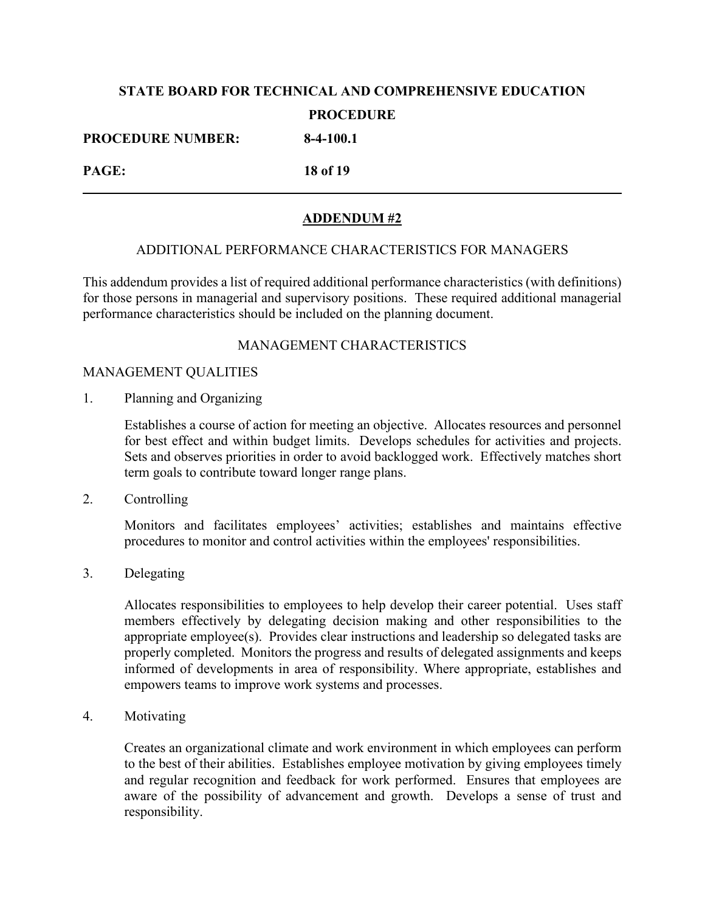**ADDENDUM #2**

ADDITIONAL PERFORMANCE CHARACTERISTICS FOR MANAGERS

This addendum provides a list of required additional performance characteristics (with definitions) for those persons in managerial and supervisory positions. These required additional managerial performance characteristics should be included on the planning document.

MANAGEMENT CHARACTERISTICS

MANAGEMENT QUALITIES

1. Planning and Organizing

   Establishes a course of action for meeting an objective. Allocates resources and personnel for best effect and within budget limits. Develops schedules for activities and projects. Sets and observes priorities in order to avoid backlogged work. Effectively matches short term goals to contribute toward longer range plans.

2. Controlling

   Monitors and facilitates employees' activities; establishes and maintains effective procedures to monitor and control activities within the employees' responsibilities.

3. Delegating

   Allocates responsibilities to employees to help develop their career potential. Uses staff members effectively by delegating decision making and other responsibilities to the appropriate employee(s). Provides clear instructions and leadership so delegated tasks are properly completed. Monitors the progress and results of delegated assignments and keeps informed of developments in area of responsibility. Where appropriate, establishes and empowers teams to improve work systems and processes.

4. Motivating

   Creates an organizational climate and work environment in which employees can perform to the best of their abilities. Establishes employee motivation by giving employees timely and regular recognition and feedback for work performed. Ensures that employees are aware of the possibility of advancement and growth. Develops a sense of trust and responsibility.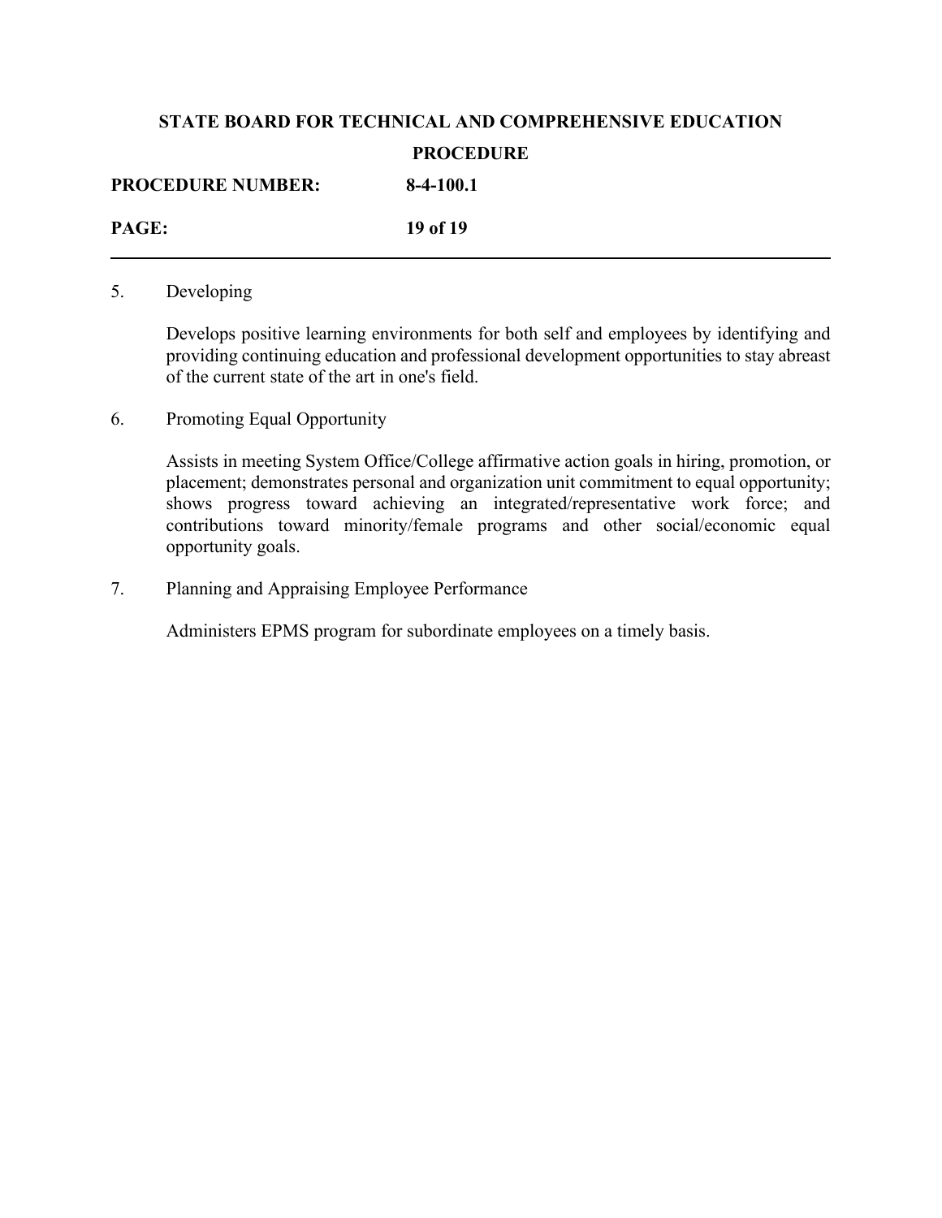5. Developing

   Develops positive learning environments for both self and employees by identifying and providing continuing education and professional development opportunities to stay abreast of the current state of the art in one's field.

6. Promoting Equal Opportunity

   Assists in meeting System Office/College affirmative action goals in hiring, promotion, or placement; demonstrates personal and organization unit commitment to equal opportunity; shows progress toward achieving an integrated/representative work force; and contributions toward minority/female programs and other social/economic equal opportunity goals.

7. Planning and Appraising Employee Performance

   Administers EPMS program for subordinate employees on a timely basis.